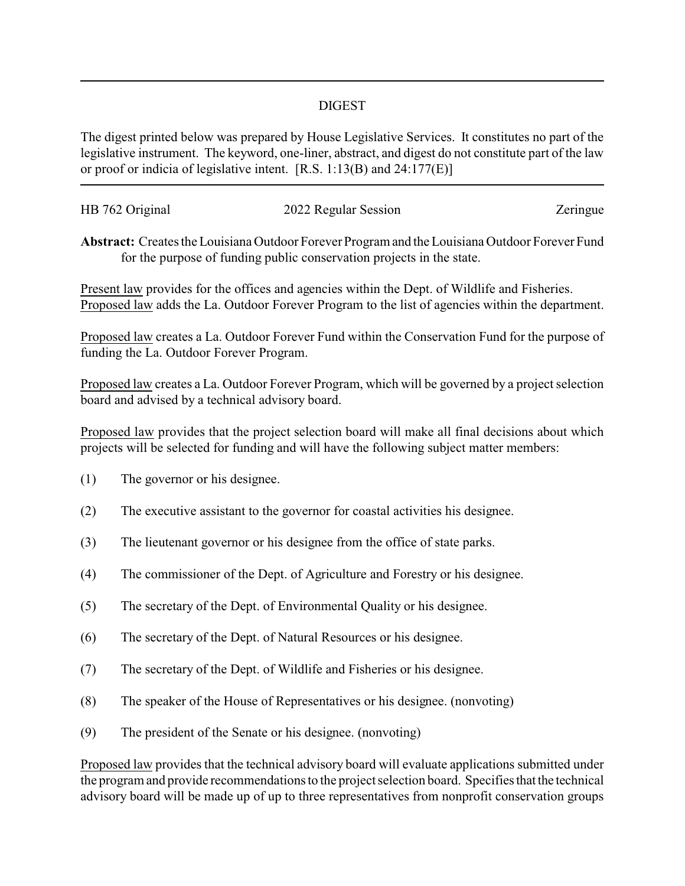## DIGEST

The digest printed below was prepared by House Legislative Services. It constitutes no part of the legislative instrument. The keyword, one-liner, abstract, and digest do not constitute part of the law or proof or indicia of legislative intent. [R.S. 1:13(B) and 24:177(E)]

HB 762 Original | 2022 Regular Session | Zeringue

**Abstract:** Creates the Louisiana Outdoor Forever Program and the Louisiana Outdoor Forever Fund for the purpose of funding public conservation projects in the state.

Present law provides for the offices and agencies within the Dept. of Wildlife and Fisheries. Proposed law adds the La. Outdoor Forever Program to the list of agencies within the department.

Proposed law creates a La. Outdoor Forever Fund within the Conservation Fund for the purpose of funding the La. Outdoor Forever Program.

Proposed law creates a La. Outdoor Forever Program, which will be governed by a project selection board and advised by a technical advisory board.

Proposed law provides that the project selection board will make all final decisions about which projects will be selected for funding and will have the following subject matter members:

(1) The governor or his designee.

(2) The executive assistant to the governor for coastal activities his designee.

(3) The lieutenant governor or his designee from the office of state parks.

(4) The commissioner of the Dept. of Agriculture and Forestry or his designee.

(5) The secretary of the Dept. of Environmental Quality or his designee.

(6) The secretary of the Dept. of Natural Resources or his designee.

(7) The secretary of the Dept. of Wildlife and Fisheries or his designee.

(8) The speaker of the House of Representatives or his designee. (nonvoting)

(9) The president of the Senate or his designee. (nonvoting)

Proposed law provides that the technical advisory board will evaluate applications submitted under the program and provide recommendations to the project selection board. Specifies that the technical advisory board will be made up of up to three representatives from nonprofit conservation groups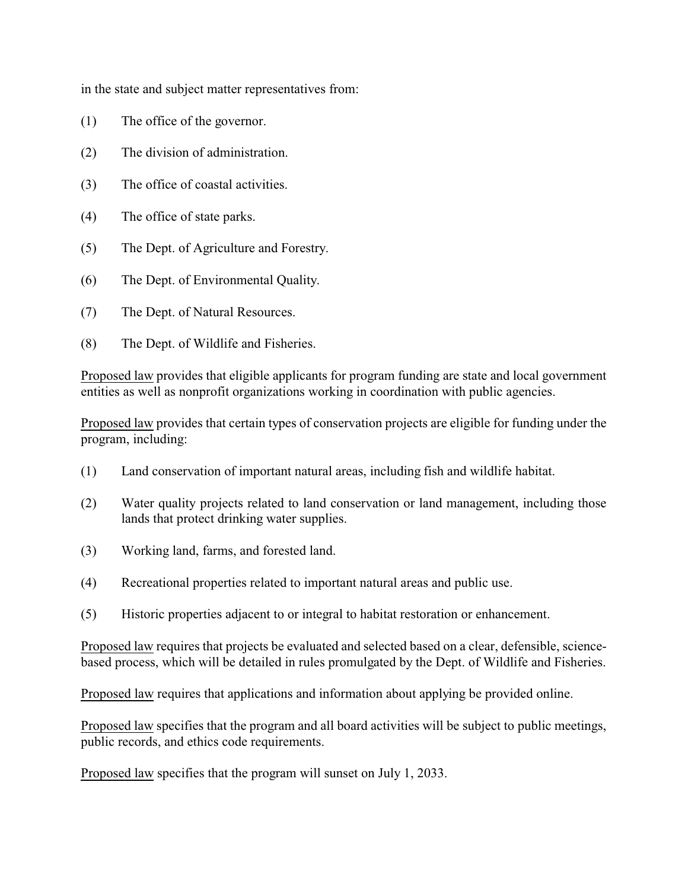in the state and subject matter representatives from:

(1) The office of the governor.

(2) The division of administration.

(3) The office of coastal activities.

(4) The office of state parks.

(5) The Dept. of Agriculture and Forestry.

(6) The Dept. of Environmental Quality.

(7) The Dept. of Natural Resources.

(8) The Dept. of Wildlife and Fisheries.

Proposed law provides that eligible applicants for program funding are state and local government entities as well as nonprofit organizations working in coordination with public agencies.

Proposed law provides that certain types of conservation projects are eligible for funding under the program, including:

(1) Land conservation of important natural areas, including fish and wildlife habitat.

(2) Water quality projects related to land conservation or land management, including those lands that protect drinking water supplies.

(3) Working land, farms, and forested land.

(4) Recreational properties related to important natural areas and public use.

(5) Historic properties adjacent to or integral to habitat restoration or enhancement.

Proposed law requires that projects be evaluated and selected based on a clear, defensible, science-based process, which will be detailed in rules promulgated by the Dept. of Wildlife and Fisheries.

Proposed law requires that applications and information about applying be provided online.

Proposed law specifies that the program and all board activities will be subject to public meetings, public records, and ethics code requirements.

Proposed law specifies that the program will sunset on July 1, 2033.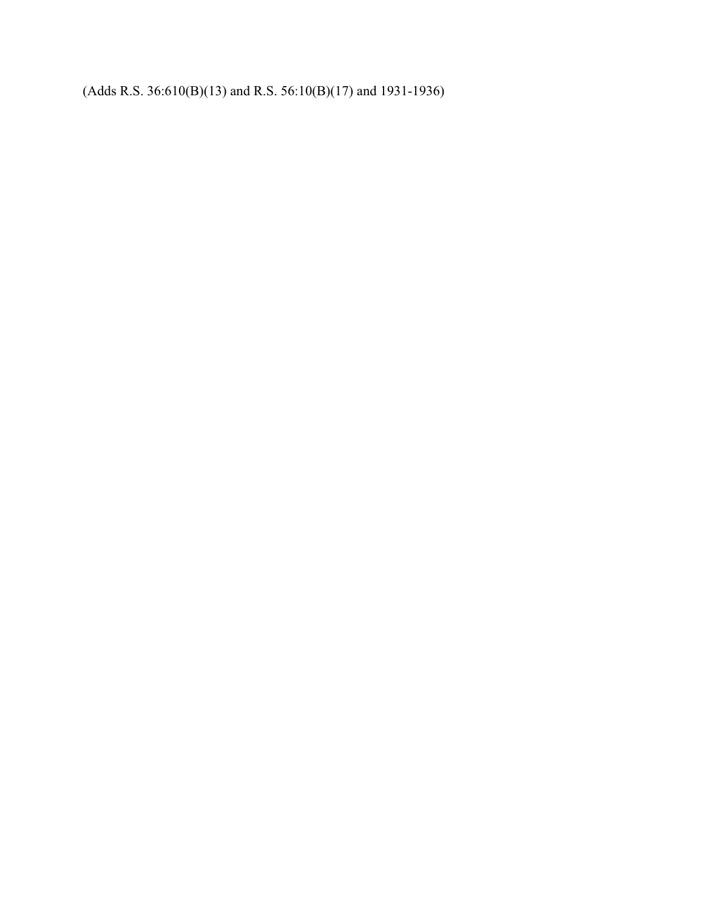(Adds R.S. 36:610(B)(13) and R.S. 56:10(B)(17) and 1931-1936)